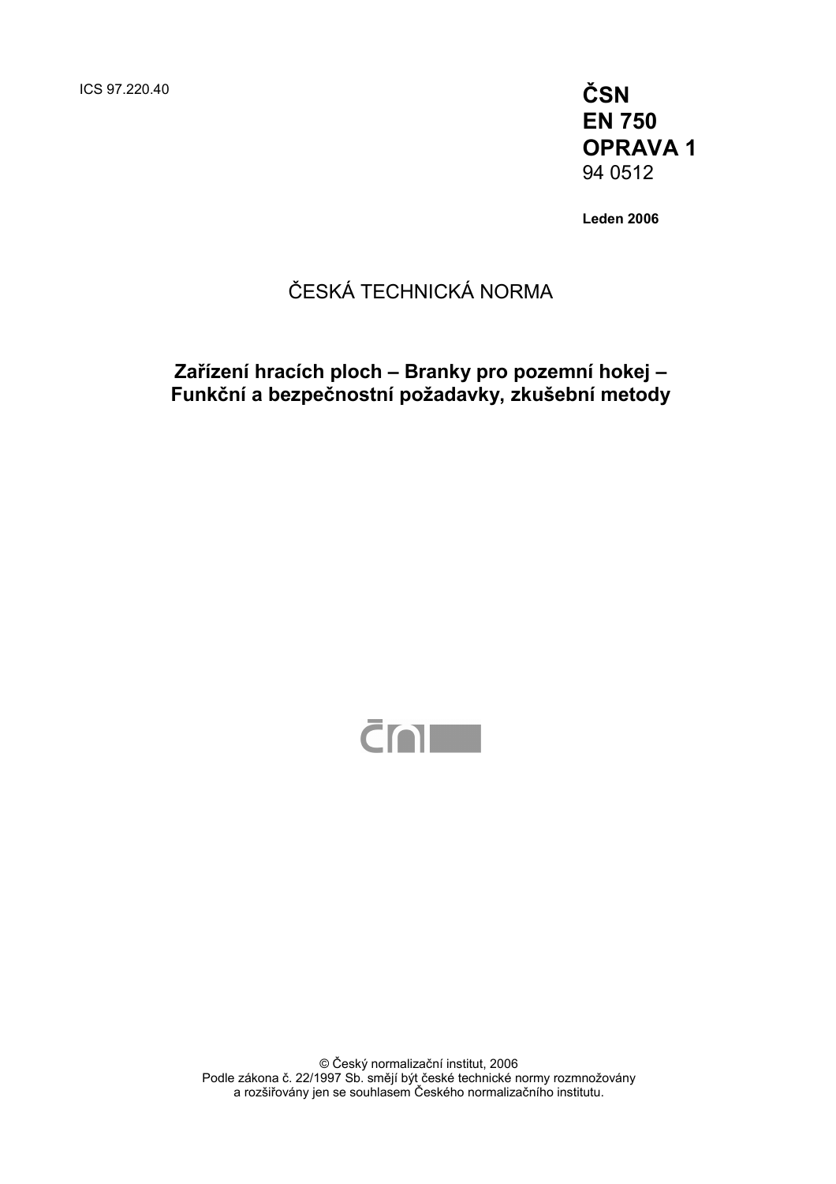ICS 97.220.40

**ČSN**
**EN 750**
**OPRAVA 1**
94 0512

**Leden 2006**

ČESKÁ TECHNICKÁ NORMA

## Zařízení hracích ploch – Branky pro pozemní hokej – Funkční a bezpečnostní požadavky, zkušební metody

© Český normalizační institut, 2006
Podle zákona č. 22/1997 Sb. smějí být české technické normy rozmnožovány a rozšiřovány jen se souhlasem Českého normalizačního institutu.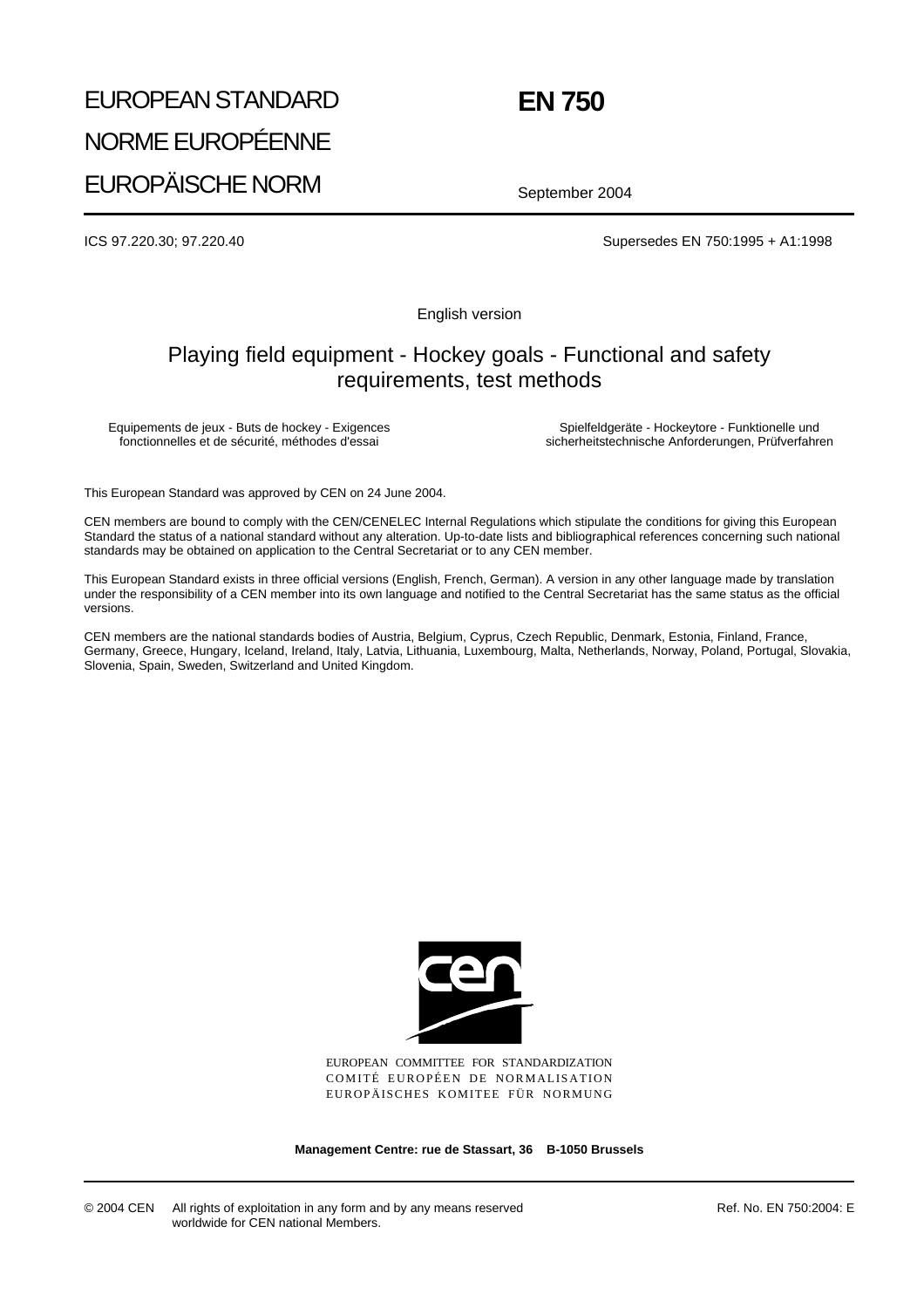# EUROPEAN STANDARD

# NORME EUROPÉENNE

# EUROPÄISCHE NORM

# EN 750

September 2004

ICS 97.220.30; 97.220.40

Supersedes EN 750:1995 + A1:1998

English version

## Playing field equipment - Hockey goals - Functional and safety requirements, test methods

Equipements de jeux - Buts de hockey - Exigences fonctionnelles et de sécurité, méthodes d'essai

Spielfeldgeräte - Hockeytore - Funktionelle und sicherheitstechnische Anforderungen, Prüfverfahren

This European Standard was approved by CEN on 24 June 2004.

CEN members are bound to comply with the CEN/CENELEC Internal Regulations which stipulate the conditions for giving this European Standard the status of a national standard without any alteration. Up-to-date lists and bibliographical references concerning such national standards may be obtained on application to the Central Secretariat or to any CEN member.

This European Standard exists in three official versions (English, French, German). A version in any other language made by translation under the responsibility of a CEN member into its own language and notified to the Central Secretariat has the same status as the official versions.

CEN members are the national standards bodies of Austria, Belgium, Cyprus, Czech Republic, Denmark, Estonia, Finland, France, Germany, Greece, Hungary, Iceland, Ireland, Italy, Latvia, Lithuania, Luxembourg, Malta, Netherlands, Norway, Poland, Portugal, Slovakia, Slovenia, Spain, Sweden, Switzerland and United Kingdom.

EUROPEAN COMMITTEE FOR STANDARDIZATION
COMITÉ EUROPÉEN DE NORMALISATION
EUROPÄISCHES KOMITEE FÜR NORMUNG

**Management Centre: rue de Stassart, 36 B-1050 Brussels**

© 2004 CEN All rights of exploitation in any form and by any means reserved worldwide for CEN national Members.

Ref. No. EN 750:2004: E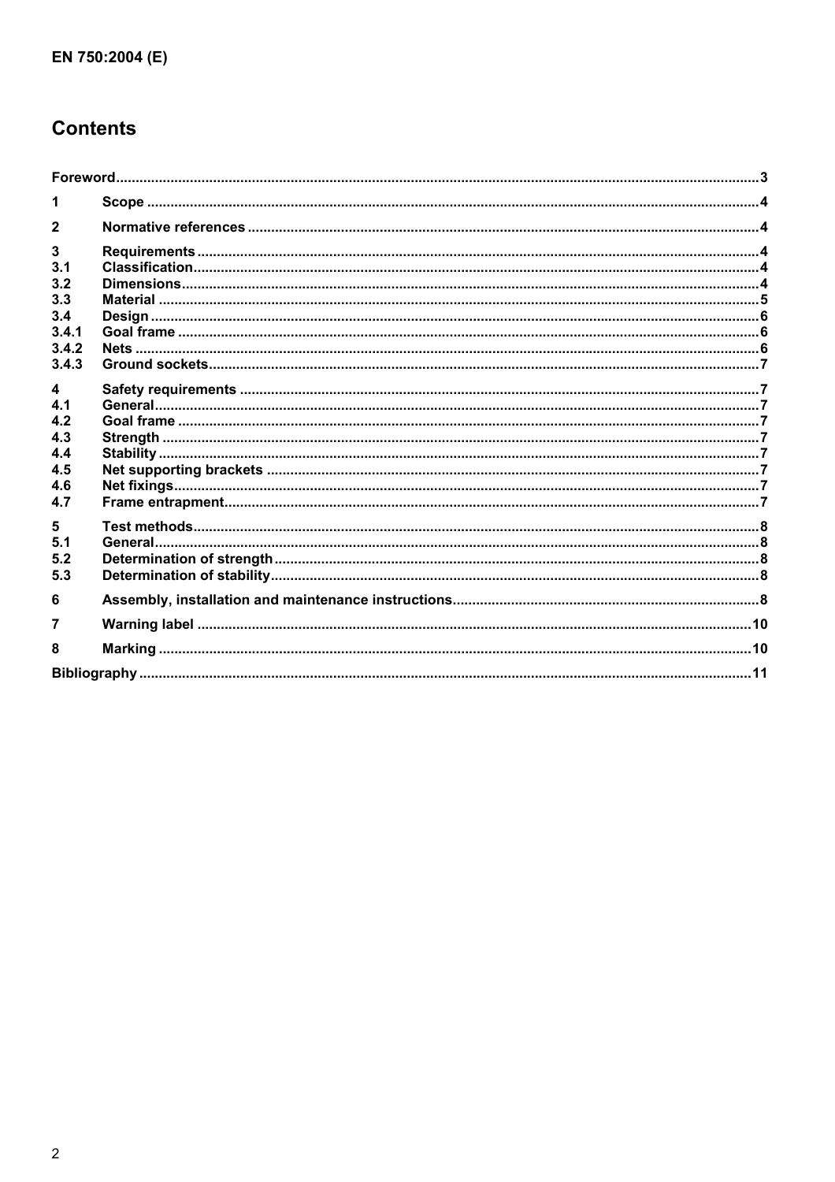## Contents

Foreword .....3

1 Scope .....4

2 Normative references .....4

3 Requirements .....4

3.1 Classification .....4

3.2 Dimensions .....4

3.3 Material .....5

3.4 Design .....6

3.4.1 Goal frame .....6

3.4.2 Nets .....6

3.4.3 Ground sockets .....7

4 Safety requirements .....7

4.1 General .....7

4.2 Goal frame .....7

4.3 Strength .....7

4.4 Stability .....7

4.5 Net supporting brackets .....7

4.6 Net fixings .....7

4.7 Frame entrapment .....7

5 Test methods .....8

5.1 General .....8

5.2 Determination of strength .....8

5.3 Determination of stability .....8

6 Assembly, installation and maintenance instructions .....8

7 Warning label .....10

8 Marking .....10

Bibliography .....11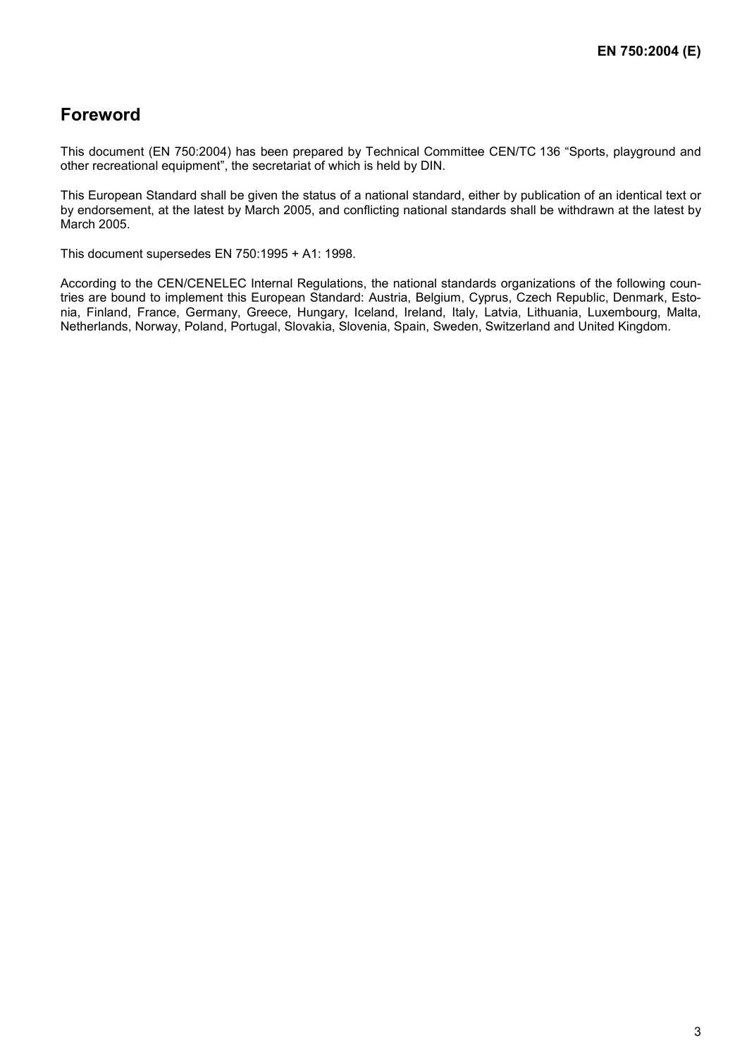## Foreword

This document (EN 750:2004) has been prepared by Technical Committee CEN/TC 136 “Sports, playground and other recreational equipment”, the secretariat of which is held by DIN.

This European Standard shall be given the status of a national standard, either by publication of an identical text or by endorsement, at the latest by March 2005, and conflicting national standards shall be withdrawn at the latest by March 2005.

This document supersedes EN 750:1995 + A1: 1998.

According to the CEN/CENELEC Internal Regulations, the national standards organizations of the following countries are bound to implement this European Standard: Austria, Belgium, Cyprus, Czech Republic, Denmark, Estonia, Finland, France, Germany, Greece, Hungary, Iceland, Ireland, Italy, Latvia, Lithuania, Luxembourg, Malta, Netherlands, Norway, Poland, Portugal, Slovakia, Slovenia, Spain, Sweden, Switzerland and United Kingdom.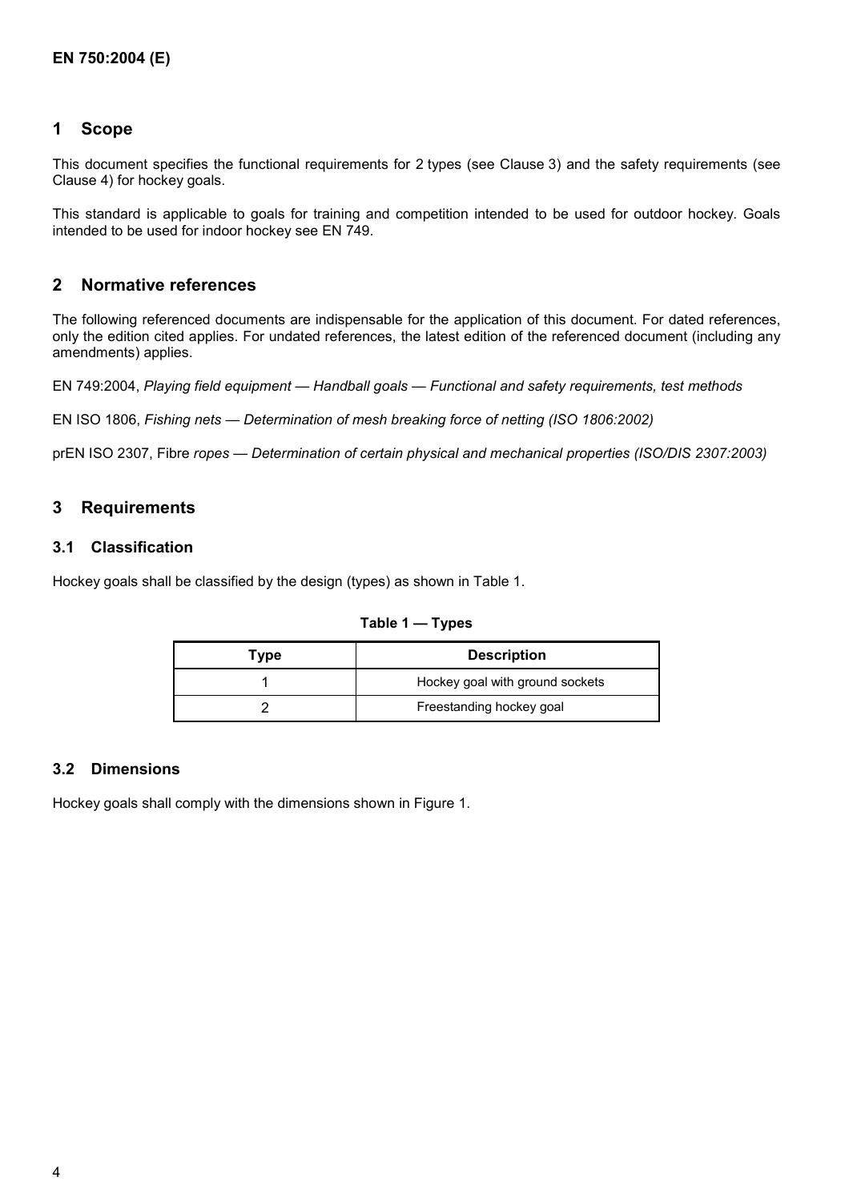## 1 Scope

This document specifies the functional requirements for 2 types (see Clause 3) and the safety requirements (see Clause 4) for hockey goals.

This standard is applicable to goals for training and competition intended to be used for outdoor hockey. Goals intended to be used for indoor hockey see EN 749.

## 2 Normative references

The following referenced documents are indispensable for the application of this document. For dated references, only the edition cited applies. For undated references, the latest edition of the referenced document (including any amendments) applies.

EN 749:2004, *Playing field equipment — Handball goals — Functional and safety requirements, test methods*

EN ISO 1806, *Fishing nets — Determination of mesh breaking force of netting (ISO 1806:2002)*

prEN ISO 2307, Fibre *ropes — Determination of certain physical and mechanical properties (ISO/DIS 2307:2003)*

## 3 Requirements

### 3.1 Classification

Hockey goals shall be classified by the design (types) as shown in Table 1.

**Table 1 — Types**

| Type | Description |
|---|---|
| 1 | Hockey goal with ground sockets |
| 2 | Freestanding hockey goal |

### 3.2 Dimensions

Hockey goals shall comply with the dimensions shown in Figure 1.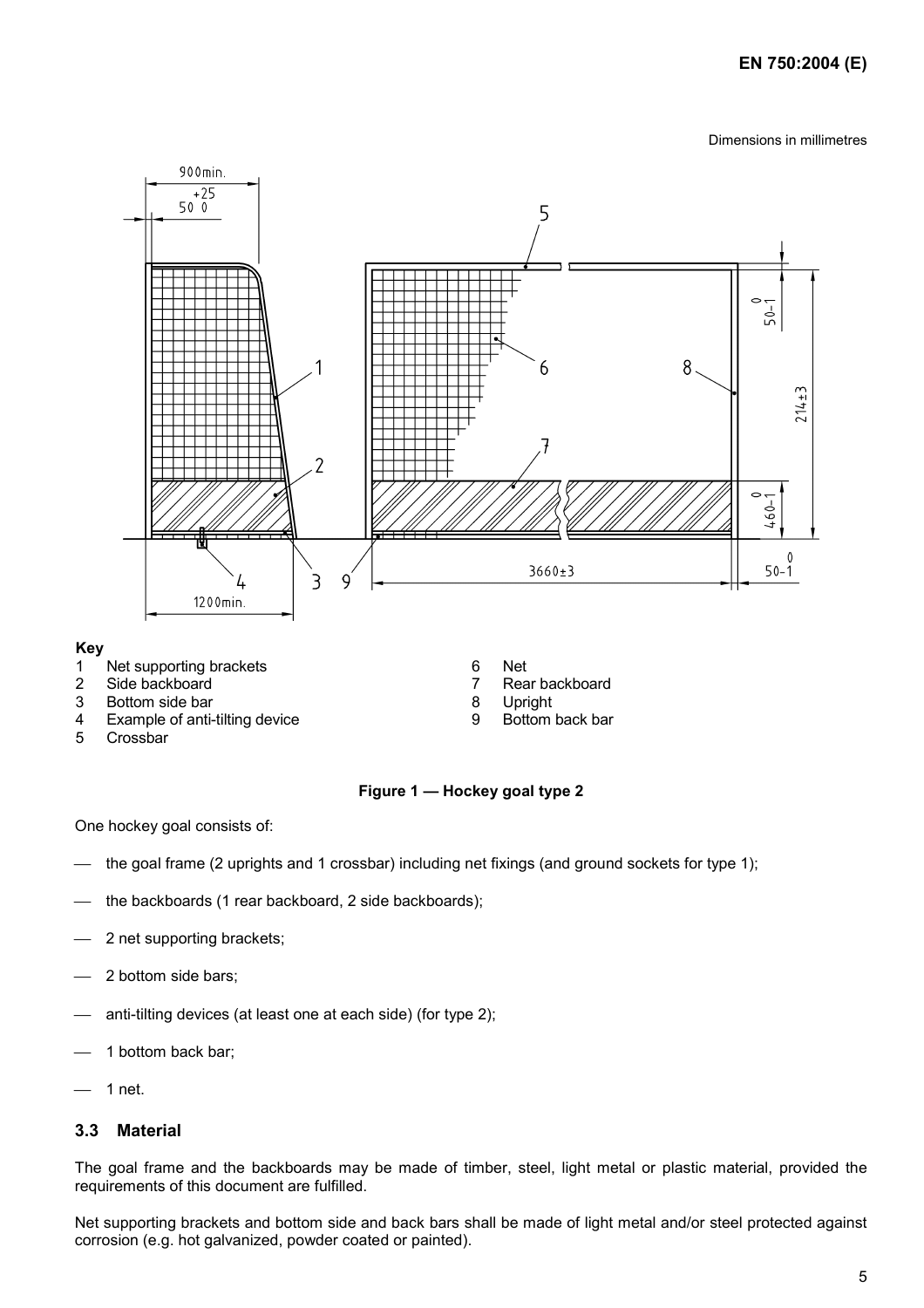Dimensions in millimetres

900min.

$50^{+25}_{0}$

$50^{0}_{-1}$

$214 \pm 3$

$460^{0}_{-1}$

$3660 \pm 3$

$50^{0}_{-1}$

1200min.

**Key**

1 Net supporting brackets
2 Side backboard
3 Bottom side bar
4 Example of anti-tilting device
5 Crossbar
6 Net
7 Rear backboard
8 Upright
9 Bottom back bar

**Figure 1 — Hockey goal type 2**

One hockey goal consists of:

- the goal frame (2 uprights and 1 crossbar) including net fixings (and ground sockets for type 1);
- the backboards (1 rear backboard, 2 side backboards);
- 2 net supporting brackets;
- 2 bottom side bars;
- anti-tilting devices (at least one at each side) (for type 2);
- 1 bottom back bar;
- 1 net.

### 3.3 Material

The goal frame and the backboards may be made of timber, steel, light metal or plastic material, provided the requirements of this document are fulfilled.

Net supporting brackets and bottom side and back bars shall be made of light metal and/or steel protected against corrosion (e.g. hot galvanized, powder coated or painted).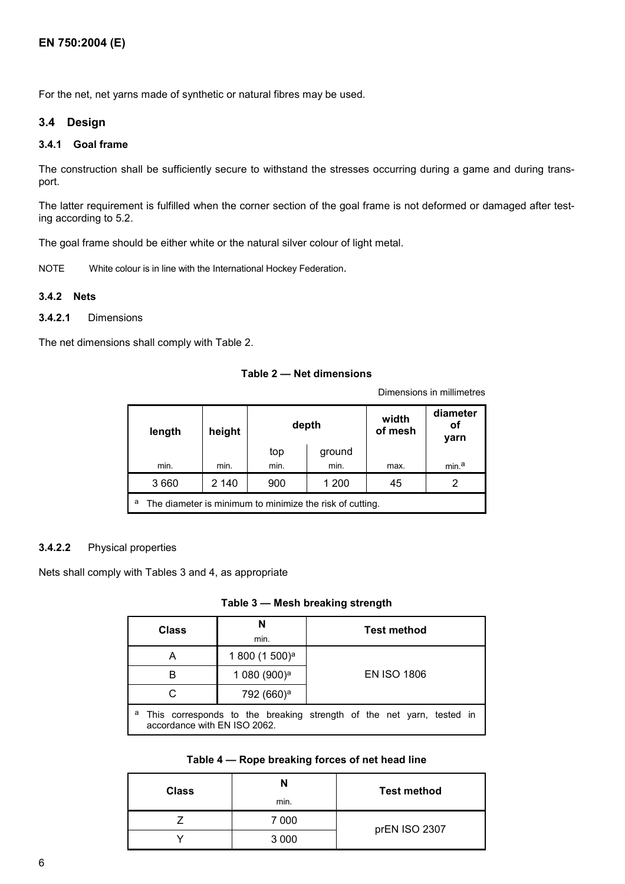For the net, net yarns made of synthetic or natural fibres may be used.

## 3.4 Design

### 3.4.1 Goal frame

The construction shall be sufficiently secure to withstand the stresses occurring during a game and during transport.

The latter requirement is fulfilled when the corner section of the goal frame is not deformed or damaged after testing according to 5.2.

The goal frame should be either white or the natural silver colour of light metal.

NOTE White colour is in line with the International Hockey Federation.

### 3.4.2 Nets

#### 3.4.2.1 Dimensions

The net dimensions shall comply with Table 2.

**Table 2 — Net dimensions**

Dimensions in millimetres

| length | height | depth | | width of mesh | diameter of yarn |
|---|---|---|---|---|---|
| | | top | ground | | |
| min. | min. | min. | min. | max. | min.[a] |
| 3 660 | 2 140 | 900 | 1 200 | 45 | 2 |

[a] The diameter is minimum to minimize the risk of cutting.

#### 3.4.2.2 Physical properties

Nets shall comply with Tables 3 and 4, as appropriate

**Table 3 — Mesh breaking strength**

| Class | N min. | Test method |
|---|---|---|
| A | 1 800 (1 500)[a] | EN ISO 1806 |
| B | 1 080 (900)[a] | |
| C | 792 (660)[a] | |

[a] This corresponds to the breaking strength of the net yarn, tested in accordance with EN ISO 2062.

**Table 4 — Rope breaking forces of net head line**

| Class | N min. | Test method |
|---|---|---|
| Z | 7 000 | prEN ISO 2307 |
| Y | 3 000 | |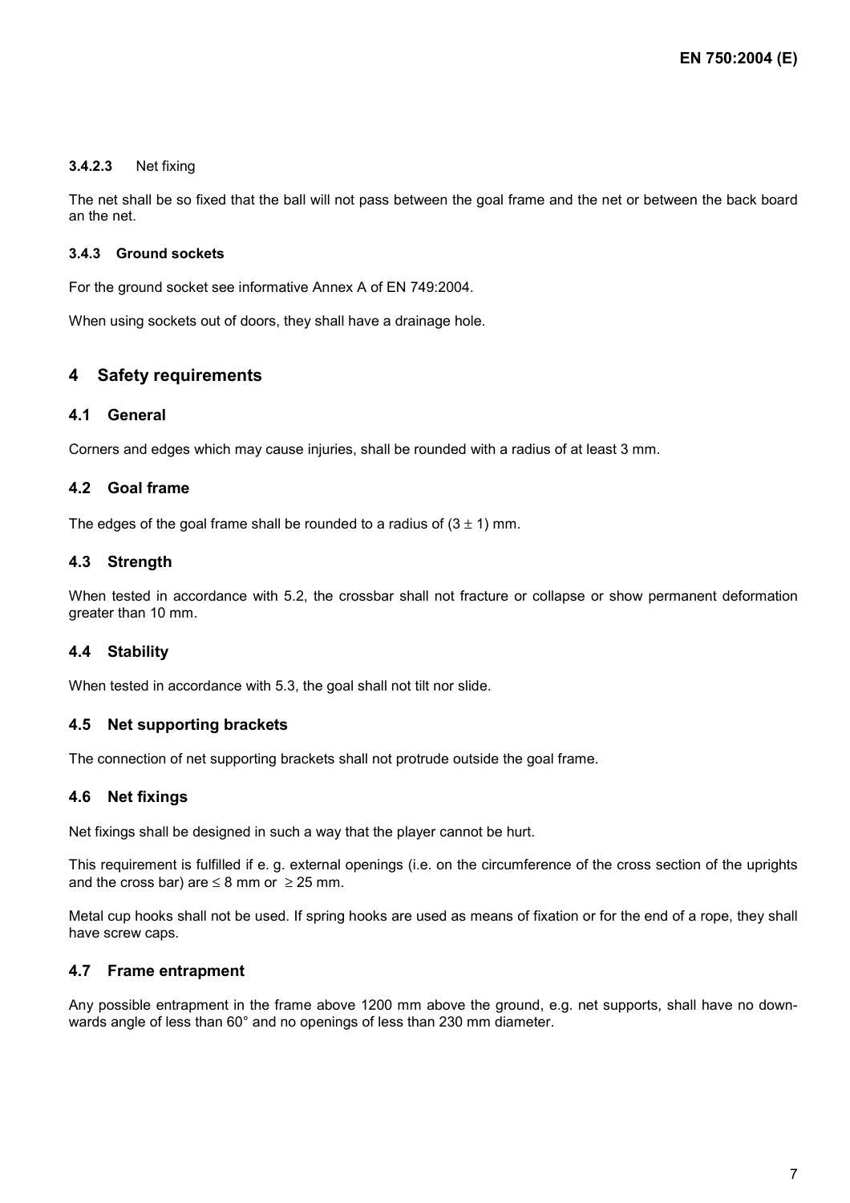#### 3.4.2.3 Net fixing

The net shall be so fixed that the ball will not pass between the goal frame and the net or between the back board an the net.

### 3.4.3 Ground sockets

For the ground socket see informative Annex A of EN 749:2004.

When using sockets out of doors, they shall have a drainage hole.

## 4 Safety requirements

### 4.1 General

Corners and edges which may cause injuries, shall be rounded with a radius of at least 3 mm.

### 4.2 Goal frame

The edges of the goal frame shall be rounded to a radius of $(3 \pm 1)$ mm.

### 4.3 Strength

When tested in accordance with 5.2, the crossbar shall not fracture or collapse or show permanent deformation greater than 10 mm.

### 4.4 Stability

When tested in accordance with 5.3, the goal shall not tilt nor slide.

### 4.5 Net supporting brackets

The connection of net supporting brackets shall not protrude outside the goal frame.

### 4.6 Net fixings

Net fixings shall be designed in such a way that the player cannot be hurt.

This requirement is fulfilled if e. g. external openings (i.e. on the circumference of the cross section of the uprights and the cross bar) are $\leq 8$ mm or $\geq 25$ mm.

Metal cup hooks shall not be used. If spring hooks are used as means of fixation or for the end of a rope, they shall have screw caps.

### 4.7 Frame entrapment

Any possible entrapment in the frame above 1200 mm above the ground, e.g. net supports, shall have no downwards angle of less than 60° and no openings of less than 230 mm diameter.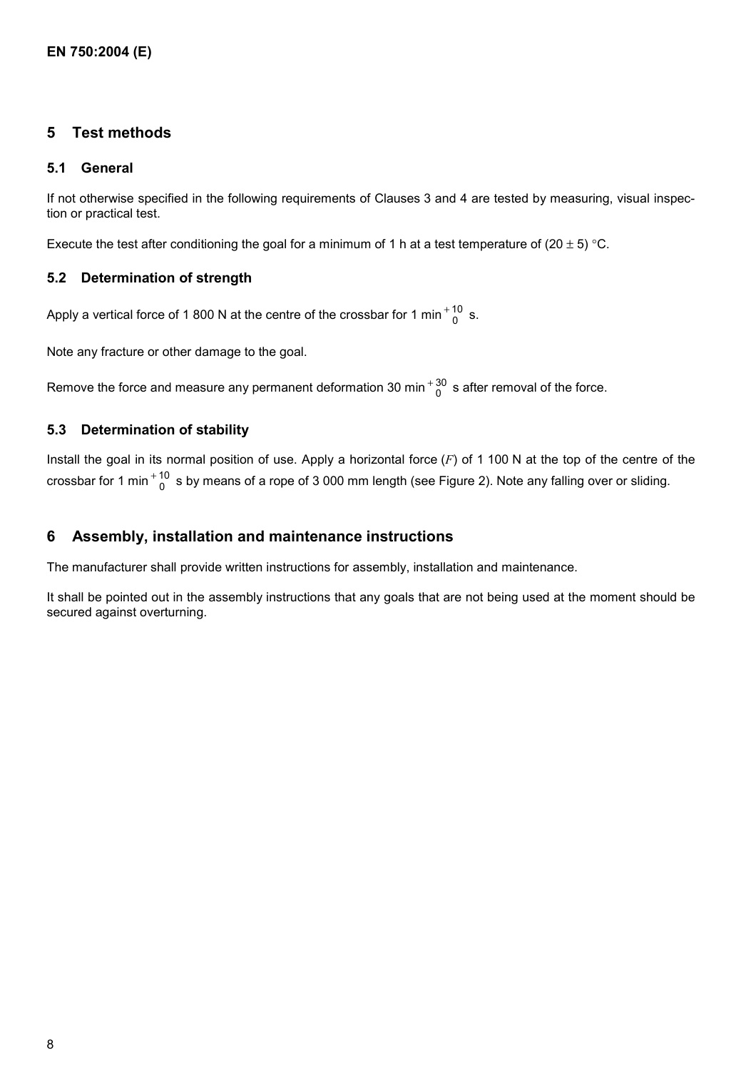## 5 Test methods

### 5.1 General

If not otherwise specified in the following requirements of Clauses 3 and 4 are tested by measuring, visual inspection or practical test.

Execute the test after conditioning the goal for a minimum of 1 h at a test temperature of (20 ± 5) °C.

### 5.2 Determination of strength

Apply a vertical force of 1 800 N at the centre of the crossbar for 1 min $^{+10}_{0}$ s.

Note any fracture or other damage to the goal.

Remove the force and measure any permanent deformation 30 min $^{+30}_{0}$ s after removal of the force.

### 5.3 Determination of stability

Install the goal in its normal position of use. Apply a horizontal force ($F$) of 1 100 N at the top of the centre of the crossbar for 1 min $^{+10}_{0}$ s by means of a rope of 3 000 mm length (see Figure 2). Note any falling over or sliding.

## 6 Assembly, installation and maintenance instructions

The manufacturer shall provide written instructions for assembly, installation and maintenance.

It shall be pointed out in the assembly instructions that any goals that are not being used at the moment should be secured against overturning.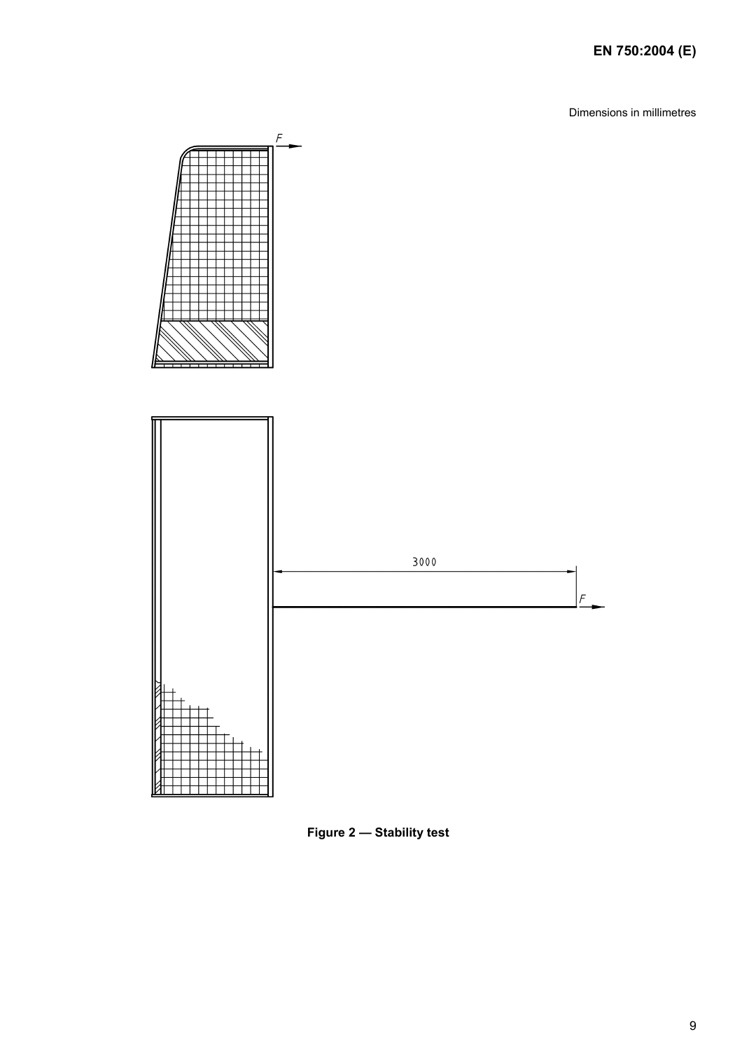Dimensions in millimetres

F

3000

F

**Figure 2 — Stability test**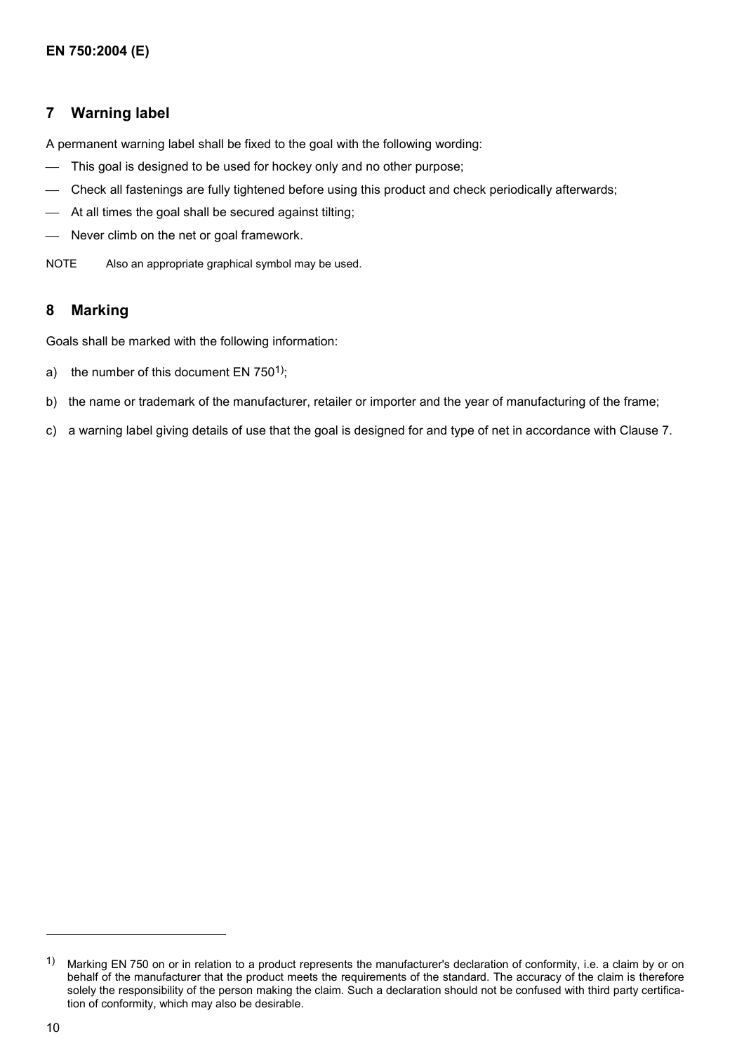## 7 Warning label

A permanent warning label shall be fixed to the goal with the following wording:

- This goal is designed to be used for hockey only and no other purpose;
- Check all fastenings are fully tightened before using this product and check periodically afterwards;
- At all times the goal shall be secured against tilting;
- Never climb on the net or goal framework.

NOTE Also an appropriate graphical symbol may be used.

## 8 Marking

Goals shall be marked with the following information:

a) the number of this document EN 750[1];

b) the name or trademark of the manufacturer, retailer or importer and the year of manufacturing of the frame;

c) a warning label giving details of use that the goal is designed for and type of net in accordance with Clause 7.

---

[1] Marking EN 750 on or in relation to a product represents the manufacturer's declaration of conformity, i.e. a claim by or on behalf of the manufacturer that the product meets the requirements of the standard. The accuracy of the claim is therefore solely the responsibility of the person making the claim. Such a declaration should not be confused with third party certification of conformity, which may also be desirable.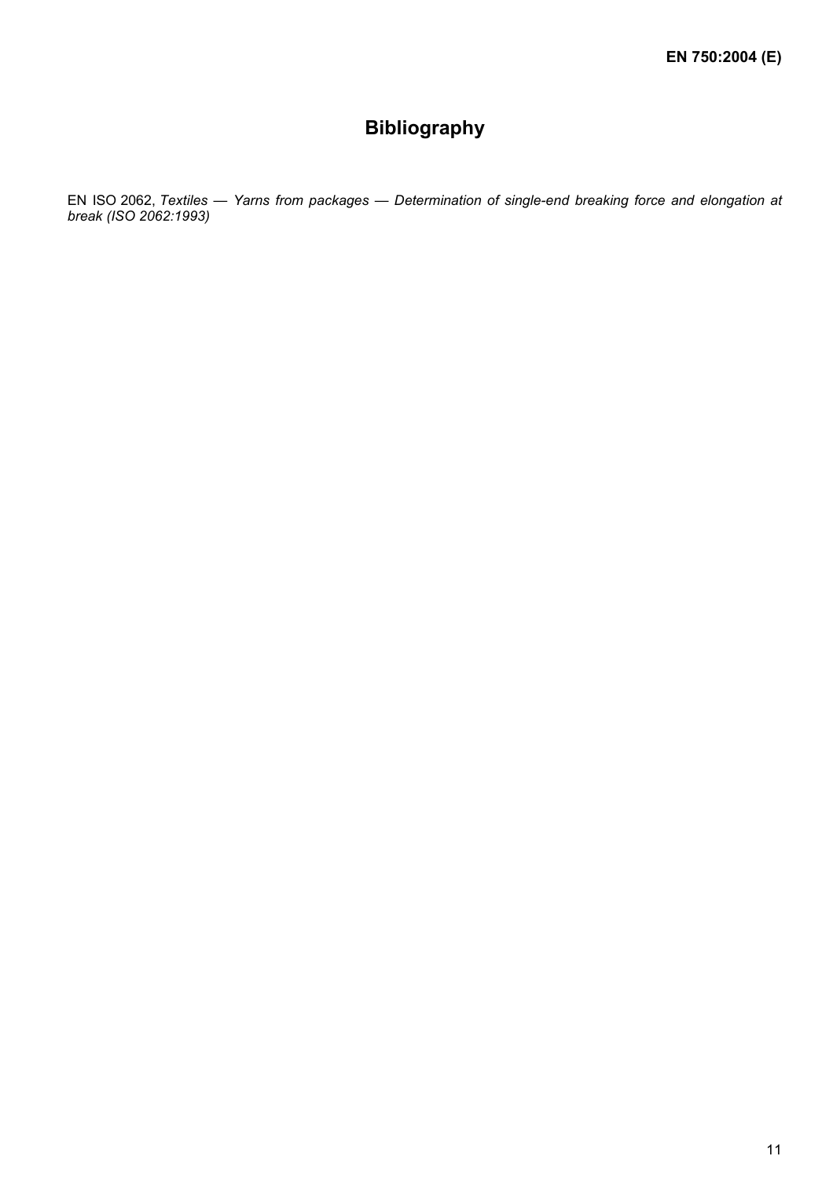# Bibliography

EN ISO 2062, *Textiles — Yarns from packages — Determination of single-end breaking force and elongation at break (ISO 2062:1993)*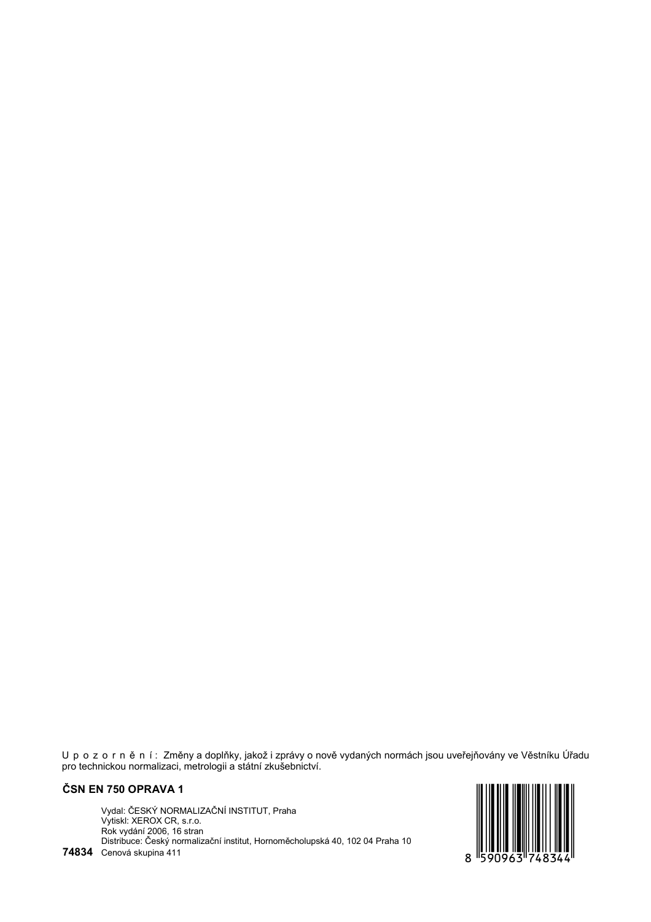U p o z o r n ě n í : Změny a doplňky, jakož i zprávy o nově vydaných normách jsou uveřejňovány ve Věstníku Úřadu pro technickou normalizaci, metrologii a státní zkušebnictví.

**ČSN EN 750 OPRAVA 1**

Vydal: ČESKÝ NORMALIZAČNÍ INSTITUT, Praha
Vytiskl: XEROX CR, s.r.o.
Rok vydání 2006, 16 stran
Distribuce: Český normalizační institut, Hornoměcholupská 40, 102 04 Praha 10

**74834** Cenová skupina 411

8 590963 748344